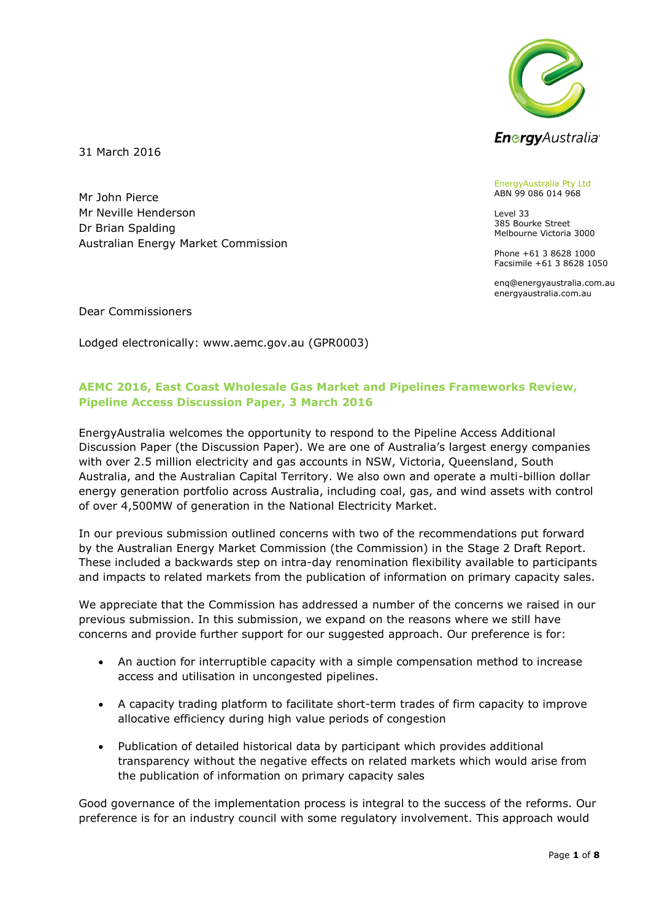EnergyAustralia

31 March 2016

EnergyAustralia Pty Ltd
ABN 99 086 014 968

Level 33
385 Bourke Street
Melbourne Victoria 3000

Phone +61 3 8628 1000
Facsimile +61 3 8628 1050

enq@energyaustralia.com.au
energyaustralia.com.au

Mr John Pierce
Mr Neville Henderson
Dr Brian Spalding
Australian Energy Market Commission

Dear Commissioners

Lodged electronically: www.aemc.gov.au (GPR0003)

**AEMC 2016, East Coast Wholesale Gas Market and Pipelines Frameworks Review, Pipeline Access Discussion Paper, 3 March 2016**

EnergyAustralia welcomes the opportunity to respond to the Pipeline Access Additional Discussion Paper (the Discussion Paper). We are one of Australia's largest energy companies with over 2.5 million electricity and gas accounts in NSW, Victoria, Queensland, South Australia, and the Australian Capital Territory. We also own and operate a multi-billion dollar energy generation portfolio across Australia, including coal, gas, and wind assets with control of over 4,500MW of generation in the National Electricity Market.

In our previous submission outlined concerns with two of the recommendations put forward by the Australian Energy Market Commission (the Commission) in the Stage 2 Draft Report. These included a backwards step on intra-day renomination flexibility available to participants and impacts to related markets from the publication of information on primary capacity sales.

We appreciate that the Commission has addressed a number of the concerns we raised in our previous submission. In this submission, we expand on the reasons where we still have concerns and provide further support for our suggested approach. Our preference is for:

- An auction for interruptible capacity with a simple compensation method to increase access and utilisation in uncongested pipelines.
- A capacity trading platform to facilitate short-term trades of firm capacity to improve allocative efficiency during high value periods of congestion
- Publication of detailed historical data by participant which provides additional transparency without the negative effects on related markets which would arise from the publication of information on primary capacity sales

Good governance of the implementation process is integral to the success of the reforms. Our preference is for an industry council with some regulatory involvement. This approach would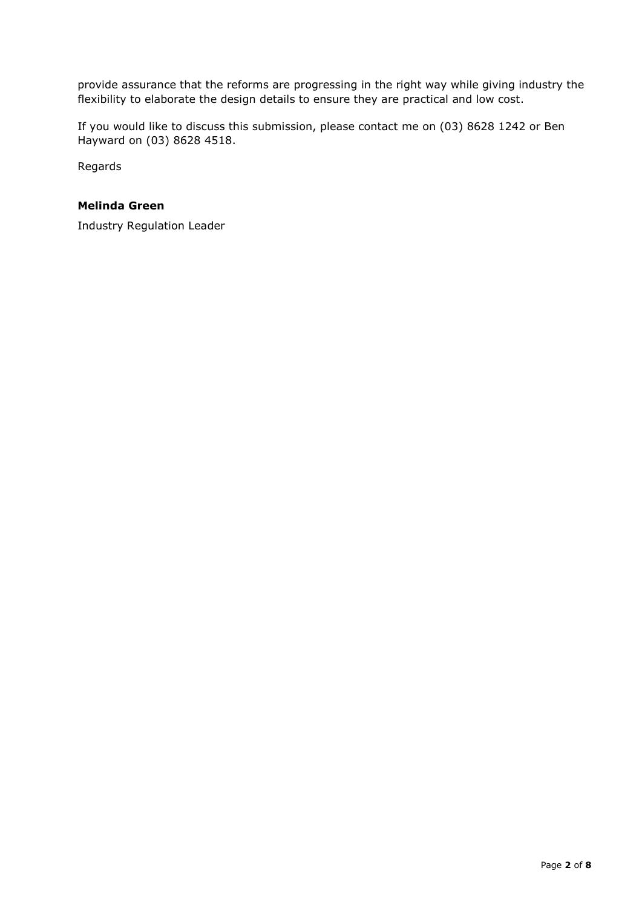provide assurance that the reforms are progressing in the right way while giving industry the flexibility to elaborate the design details to ensure they are practical and low cost.

If you would like to discuss this submission, please contact me on (03) 8628 1242 or Ben Hayward on (03) 8628 4518.

Regards

**Melinda Green**

Industry Regulation Leader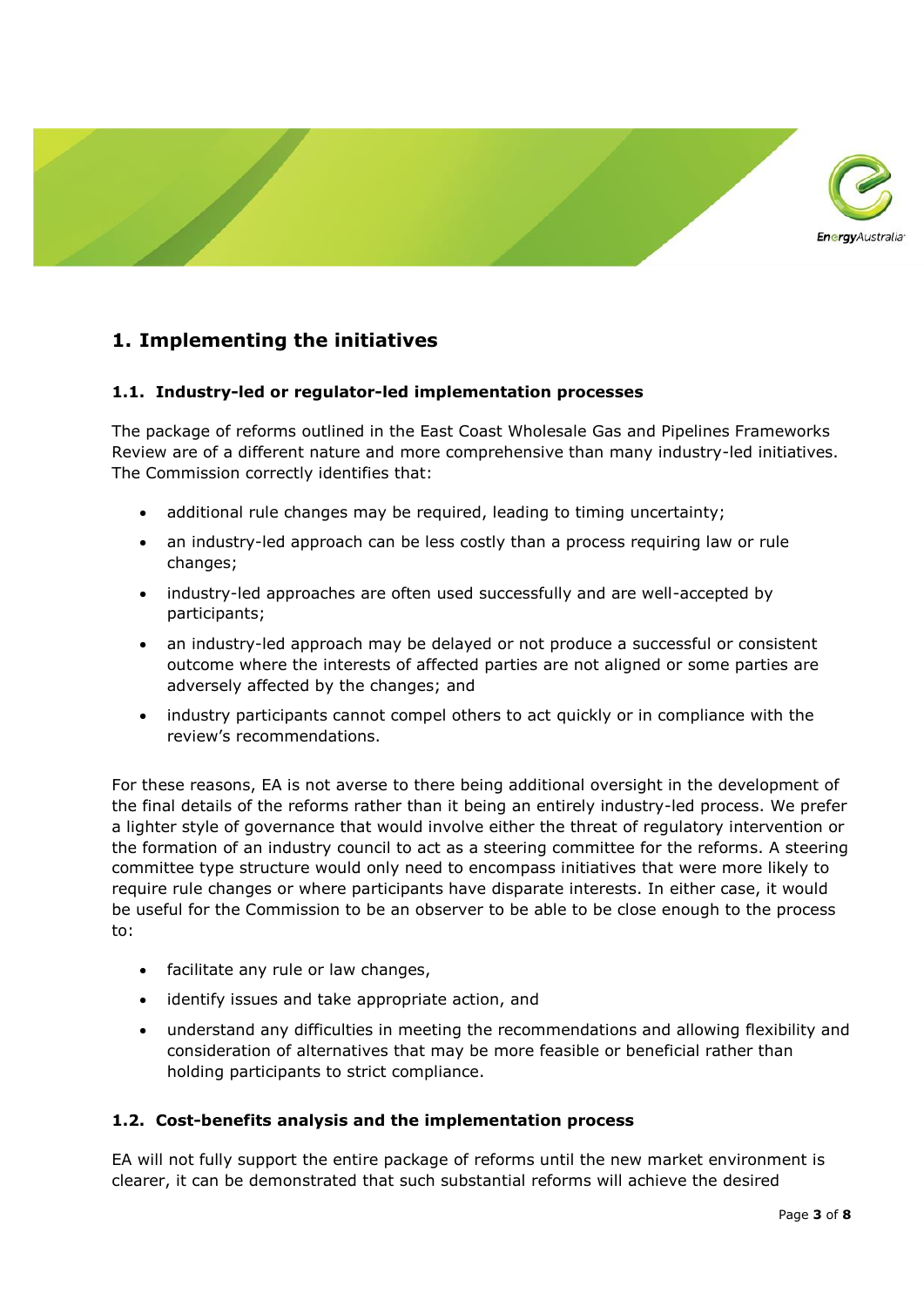# 1. Implementing the initiatives

## 1.1. Industry-led or regulator-led implementation processes

The package of reforms outlined in the East Coast Wholesale Gas and Pipelines Frameworks Review are of a different nature and more comprehensive than many industry-led initiatives. The Commission correctly identifies that:

- additional rule changes may be required, leading to timing uncertainty;
- an industry-led approach can be less costly than a process requiring law or rule changes;
- industry-led approaches are often used successfully and are well-accepted by participants;
- an industry-led approach may be delayed or not produce a successful or consistent outcome where the interests of affected parties are not aligned or some parties are adversely affected by the changes; and
- industry participants cannot compel others to act quickly or in compliance with the review's recommendations.

For these reasons, EA is not averse to there being additional oversight in the development of the final details of the reforms rather than it being an entirely industry-led process. We prefer a lighter style of governance that would involve either the threat of regulatory intervention or the formation of an industry council to act as a steering committee for the reforms. A steering committee type structure would only need to encompass initiatives that were more likely to require rule changes or where participants have disparate interests. In either case, it would be useful for the Commission to be an observer to be able to be close enough to the process to:

- facilitate any rule or law changes,
- identify issues and take appropriate action, and
- understand any difficulties in meeting the recommendations and allowing flexibility and consideration of alternatives that may be more feasible or beneficial rather than holding participants to strict compliance.

## 1.2. Cost-benefits analysis and the implementation process

EA will not fully support the entire package of reforms until the new market environment is clearer, it can be demonstrated that such substantial reforms will achieve the desired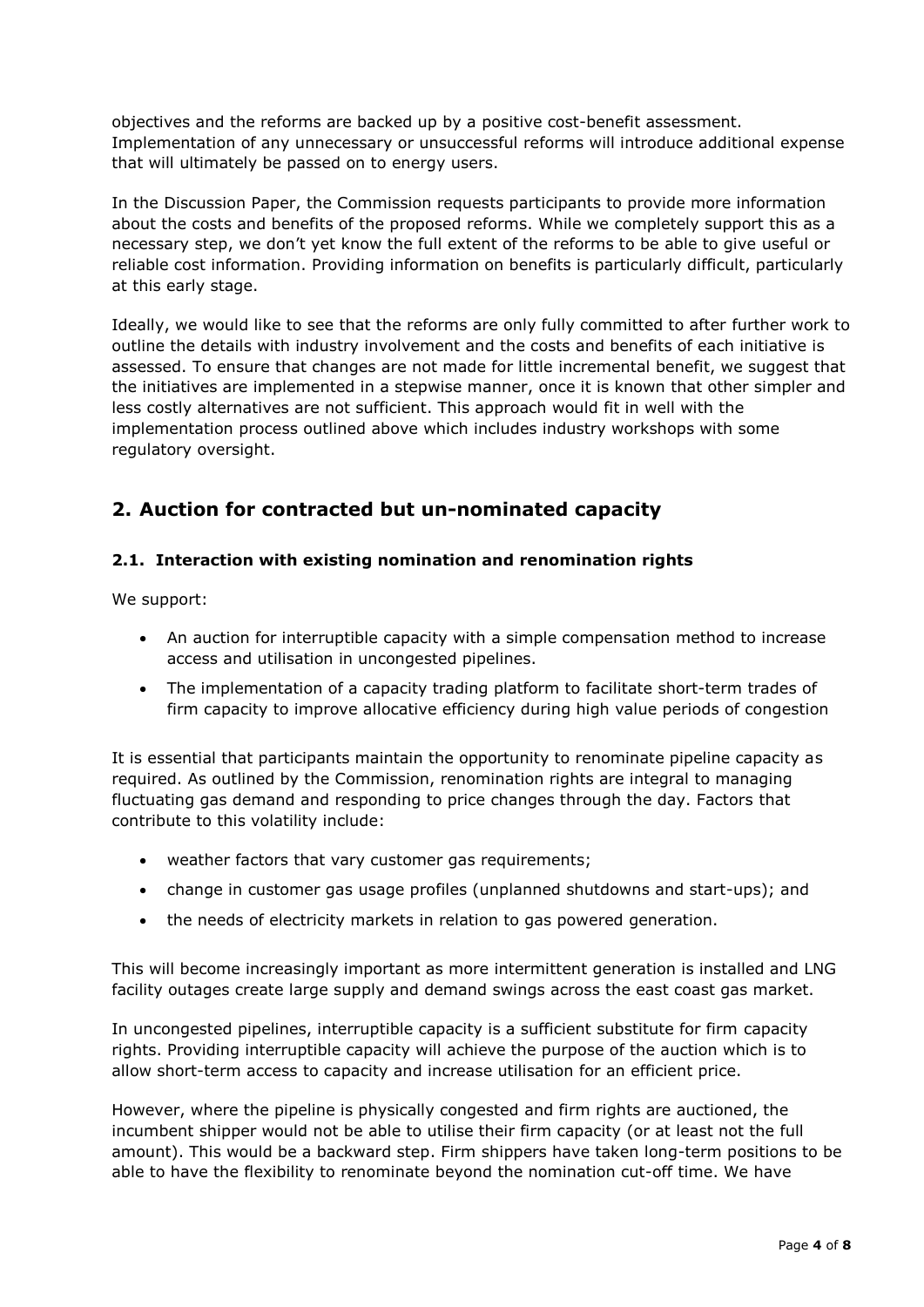objectives and the reforms are backed up by a positive cost-benefit assessment. Implementation of any unnecessary or unsuccessful reforms will introduce additional expense that will ultimately be passed on to energy users.

In the Discussion Paper, the Commission requests participants to provide more information about the costs and benefits of the proposed reforms. While we completely support this as a necessary step, we don't yet know the full extent of the reforms to be able to give useful or reliable cost information. Providing information on benefits is particularly difficult, particularly at this early stage.

Ideally, we would like to see that the reforms are only fully committed to after further work to outline the details with industry involvement and the costs and benefits of each initiative is assessed. To ensure that changes are not made for little incremental benefit, we suggest that the initiatives are implemented in a stepwise manner, once it is known that other simpler and less costly alternatives are not sufficient. This approach would fit in well with the implementation process outlined above which includes industry workshops with some regulatory oversight.

## 2. Auction for contracted but un-nominated capacity

### 2.1. Interaction with existing nomination and renomination rights

We support:

- An auction for interruptible capacity with a simple compensation method to increase access and utilisation in uncongested pipelines.
- The implementation of a capacity trading platform to facilitate short-term trades of firm capacity to improve allocative efficiency during high value periods of congestion

It is essential that participants maintain the opportunity to renominate pipeline capacity as required. As outlined by the Commission, renomination rights are integral to managing fluctuating gas demand and responding to price changes through the day. Factors that contribute to this volatility include:

- weather factors that vary customer gas requirements;
- change in customer gas usage profiles (unplanned shutdowns and start-ups); and
- the needs of electricity markets in relation to gas powered generation.

This will become increasingly important as more intermittent generation is installed and LNG facility outages create large supply and demand swings across the east coast gas market.

In uncongested pipelines, interruptible capacity is a sufficient substitute for firm capacity rights. Providing interruptible capacity will achieve the purpose of the auction which is to allow short-term access to capacity and increase utilisation for an efficient price.

However, where the pipeline is physically congested and firm rights are auctioned, the incumbent shipper would not be able to utilise their firm capacity (or at least not the full amount). This would be a backward step. Firm shippers have taken long-term positions to be able to have the flexibility to renominate beyond the nomination cut-off time. We have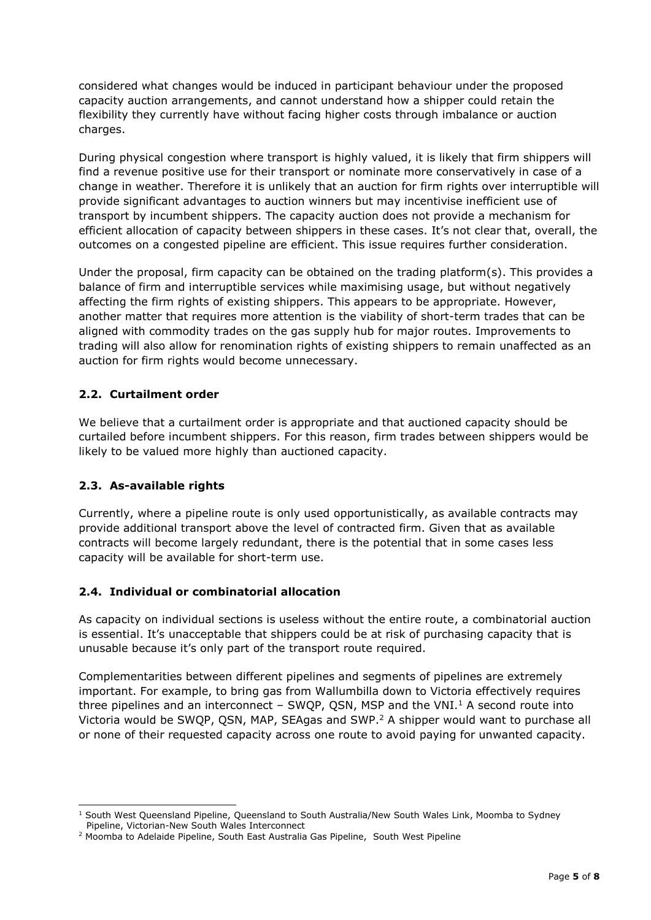considered what changes would be induced in participant behaviour under the proposed capacity auction arrangements, and cannot understand how a shipper could retain the flexibility they currently have without facing higher costs through imbalance or auction charges.

During physical congestion where transport is highly valued, it is likely that firm shippers will find a revenue positive use for their transport or nominate more conservatively in case of a change in weather. Therefore it is unlikely that an auction for firm rights over interruptible will provide significant advantages to auction winners but may incentivise inefficient use of transport by incumbent shippers. The capacity auction does not provide a mechanism for efficient allocation of capacity between shippers in these cases. It's not clear that, overall, the outcomes on a congested pipeline are efficient. This issue requires further consideration.

Under the proposal, firm capacity can be obtained on the trading platform(s). This provides a balance of firm and interruptible services while maximising usage, but without negatively affecting the firm rights of existing shippers. This appears to be appropriate. However, another matter that requires more attention is the viability of short-term trades that can be aligned with commodity trades on the gas supply hub for major routes. Improvements to trading will also allow for renomination rights of existing shippers to remain unaffected as an auction for firm rights would become unnecessary.

### 2.2. Curtailment order

We believe that a curtailment order is appropriate and that auctioned capacity should be curtailed before incumbent shippers. For this reason, firm trades between shippers would be likely to be valued more highly than auctioned capacity.

### 2.3. As-available rights

Currently, where a pipeline route is only used opportunistically, as available contracts may provide additional transport above the level of contracted firm. Given that as available contracts will become largely redundant, there is the potential that in some cases less capacity will be available for short-term use.

### 2.4. Individual or combinatorial allocation

As capacity on individual sections is useless without the entire route, a combinatorial auction is essential. It's unacceptable that shippers could be at risk of purchasing capacity that is unusable because it's only part of the transport route required.

Complementarities between different pipelines and segments of pipelines are extremely important. For example, to bring gas from Wallumbilla down to Victoria effectively requires three pipelines and an interconnect – SWQP, QSN, MSP and the VNI.[1] A second route into Victoria would be SWQP, QSN, MAP, SEAgas and SWP.[2] A shipper would want to purchase all or none of their requested capacity across one route to avoid paying for unwanted capacity.

[1] South West Queensland Pipeline, Queensland to South Australia/New South Wales Link, Moomba to Sydney Pipeline, Victorian-New South Wales Interconnect

[2] Moomba to Adelaide Pipeline, South East Australia Gas Pipeline, South West Pipeline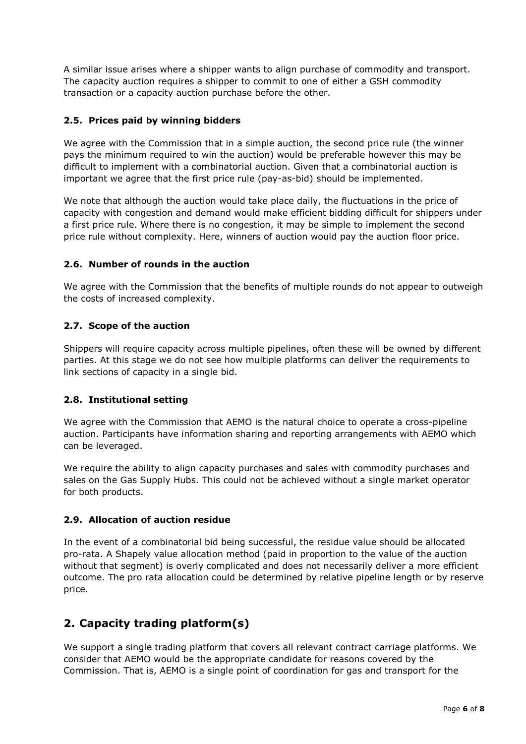A similar issue arises where a shipper wants to align purchase of commodity and transport. The capacity auction requires a shipper to commit to one of either a GSH commodity transaction or a capacity auction purchase before the other.

### 2.5. Prices paid by winning bidders

We agree with the Commission that in a simple auction, the second price rule (the winner pays the minimum required to win the auction) would be preferable however this may be difficult to implement with a combinatorial auction. Given that a combinatorial auction is important we agree that the first price rule (pay-as-bid) should be implemented.

We note that although the auction would take place daily, the fluctuations in the price of capacity with congestion and demand would make efficient bidding difficult for shippers under a first price rule. Where there is no congestion, it may be simple to implement the second price rule without complexity. Here, winners of auction would pay the auction floor price.

### 2.6. Number of rounds in the auction

We agree with the Commission that the benefits of multiple rounds do not appear to outweigh the costs of increased complexity.

### 2.7. Scope of the auction

Shippers will require capacity across multiple pipelines, often these will be owned by different parties. At this stage we do not see how multiple platforms can deliver the requirements to link sections of capacity in a single bid.

### 2.8. Institutional setting

We agree with the Commission that AEMO is the natural choice to operate a cross-pipeline auction. Participants have information sharing and reporting arrangements with AEMO which can be leveraged.

We require the ability to align capacity purchases and sales with commodity purchases and sales on the Gas Supply Hubs. This could not be achieved without a single market operator for both products.

### 2.9. Allocation of auction residue

In the event of a combinatorial bid being successful, the residue value should be allocated pro-rata. A Shapely value allocation method (paid in proportion to the value of the auction without that segment) is overly complicated and does not necessarily deliver a more efficient outcome. The pro rata allocation could be determined by relative pipeline length or by reserve price.

## 2. Capacity trading platform(s)

We support a single trading platform that covers all relevant contract carriage platforms. We consider that AEMO would be the appropriate candidate for reasons covered by the Commission. That is, AEMO is a single point of coordination for gas and transport for the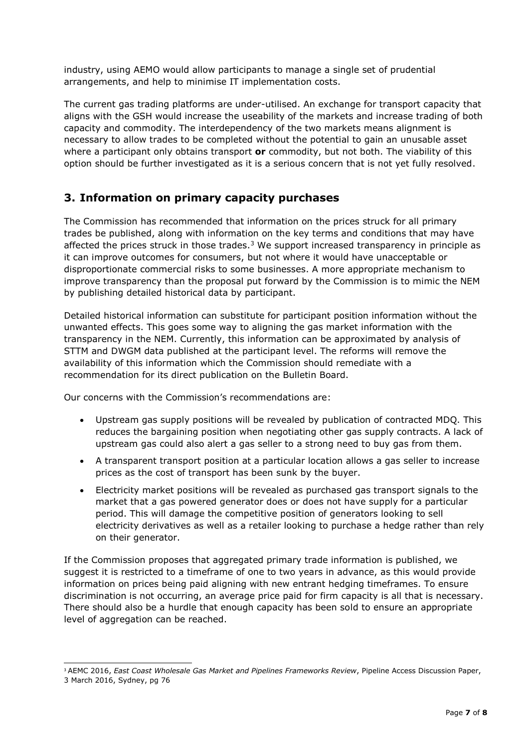industry, using AEMO would allow participants to manage a single set of prudential arrangements, and help to minimise IT implementation costs.

The current gas trading platforms are under-utilised. An exchange for transport capacity that aligns with the GSH would increase the useability of the markets and increase trading of both capacity and commodity. The interdependency of the two markets means alignment is necessary to allow trades to be completed without the potential to gain an unusable asset where a participant only obtains transport **or** commodity, but not both. The viability of this option should be further investigated as it is a serious concern that is not yet fully resolved.

## 3. Information on primary capacity purchases

The Commission has recommended that information on the prices struck for all primary trades be published, along with information on the key terms and conditions that may have affected the prices struck in those trades.[3] We support increased transparency in principle as it can improve outcomes for consumers, but not where it would have unacceptable or disproportionate commercial risks to some businesses. A more appropriate mechanism to improve transparency than the proposal put forward by the Commission is to mimic the NEM by publishing detailed historical data by participant.

Detailed historical information can substitute for participant position information without the unwanted effects. This goes some way to aligning the gas market information with the transparency in the NEM. Currently, this information can be approximated by analysis of STTM and DWGM data published at the participant level. The reforms will remove the availability of this information which the Commission should remediate with a recommendation for its direct publication on the Bulletin Board.

Our concerns with the Commission's recommendations are:

- Upstream gas supply positions will be revealed by publication of contracted MDQ. This reduces the bargaining position when negotiating other gas supply contracts. A lack of upstream gas could also alert a gas seller to a strong need to buy gas from them.
- A transparent transport position at a particular location allows a gas seller to increase prices as the cost of transport has been sunk by the buyer.
- Electricity market positions will be revealed as purchased gas transport signals to the market that a gas powered generator does or does not have supply for a particular period. This will damage the competitive position of generators looking to sell electricity derivatives as well as a retailer looking to purchase a hedge rather than rely on their generator.

If the Commission proposes that aggregated primary trade information is published, we suggest it is restricted to a timeframe of one to two years in advance, as this would provide information on prices being paid aligning with new entrant hedging timeframes. To ensure discrimination is not occurring, an average price paid for firm capacity is all that is necessary. There should also be a hurdle that enough capacity has been sold to ensure an appropriate level of aggregation can be reached.

---

[3] AEMC 2016, *East Coast Wholesale Gas Market and Pipelines Frameworks Review*, Pipeline Access Discussion Paper, 3 March 2016, Sydney, pg 76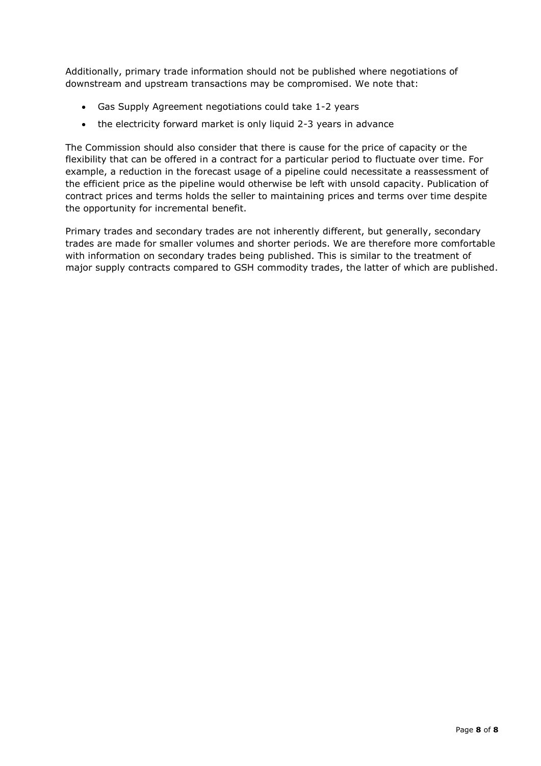Additionally, primary trade information should not be published where negotiations of downstream and upstream transactions may be compromised. We note that:

- Gas Supply Agreement negotiations could take 1-2 years
- the electricity forward market is only liquid 2-3 years in advance

The Commission should also consider that there is cause for the price of capacity or the flexibility that can be offered in a contract for a particular period to fluctuate over time. For example, a reduction in the forecast usage of a pipeline could necessitate a reassessment of the efficient price as the pipeline would otherwise be left with unsold capacity. Publication of contract prices and terms holds the seller to maintaining prices and terms over time despite the opportunity for incremental benefit.

Primary trades and secondary trades are not inherently different, but generally, secondary trades are made for smaller volumes and shorter periods. We are therefore more comfortable with information on secondary trades being published. This is similar to the treatment of major supply contracts compared to GSH commodity trades, the latter of which are published.